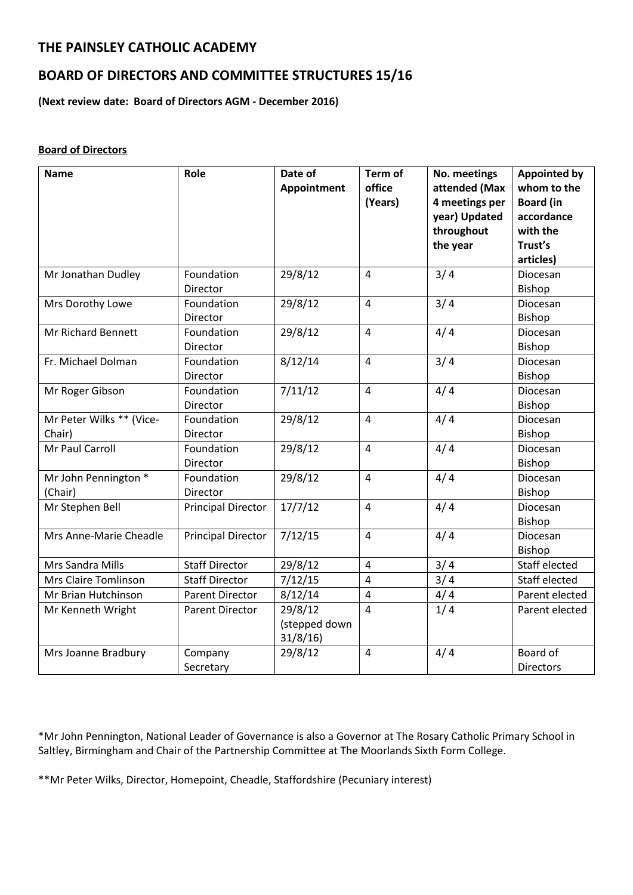# THE PAINSLEY CATHOLIC ACADEMY

## BOARD OF DIRECTORS AND COMMITTEE STRUCTURES 15/16

**(Next review date: Board of Directors AGM - December 2016)**

**Board of Directors**

| Name | Role | Date of Appointment | Term of office (Years) | No. meetings attended (Max 4 meetings per year) Updated throughout the year | Appointed by whom to the Board (in accordance with the Trust's articles) |
|---|---|---|---|---|---|
| Mr Jonathan Dudley | Foundation Director | 29/8/12 | 4 | 3/ 4 | Diocesan Bishop |
| Mrs Dorothy Lowe | Foundation Director | 29/8/12 | 4 | 3/ 4 | Diocesan Bishop |
| Mr Richard Bennett | Foundation Director | 29/8/12 | 4 | 4/ 4 | Diocesan Bishop |
| Fr. Michael Dolman | Foundation Director | 8/12/14 | 4 | 3/ 4 | Diocesan Bishop |
| Mr Roger Gibson | Foundation Director | 7/11/12 | 4 | 4/ 4 | Diocesan Bishop |
| Mr Peter Wilks ** (Vice-Chair) | Foundation Director | 29/8/12 | 4 | 4/ 4 | Diocesan Bishop |
| Mr Paul Carroll | Foundation Director | 29/8/12 | 4 | 4/ 4 | Diocesan Bishop |
| Mr John Pennington * (Chair) | Foundation Director | 29/8/12 | 4 | 4/ 4 | Diocesan Bishop |
| Mr Stephen Bell | Principal Director | 17/7/12 | 4 | 4/ 4 | Diocesan Bishop |
| Mrs Anne-Marie Cheadle | Principal Director | 7/12/15 | 4 | 4/ 4 | Diocesan Bishop |
| Mrs Sandra Mills | Staff Director | 29/8/12 | 4 | 3/ 4 | Staff elected |
| Mrs Claire Tomlinson | Staff Director | 7/12/15 | 4 | 3/ 4 | Staff elected |
| Mr Brian Hutchinson | Parent Director | 8/12/14 | 4 | 4/ 4 | Parent elected |
| Mr Kenneth Wright | Parent Director | 29/8/12 (stepped down 31/8/16) | 4 | 1/ 4 | Parent elected |
| Mrs Joanne Bradbury | Company Secretary | 29/8/12 | 4 | 4/ 4 | Board of Directors |

*Mr John Pennington, National Leader of Governance is also a Governor at The Rosary Catholic Primary School in Saltley, Birmingham and Chair of the Partnership Committee at The Moorlands Sixth Form College.

**Mr Peter Wilks, Director, Homepoint, Cheadle, Staffordshire (Pecuniary interest)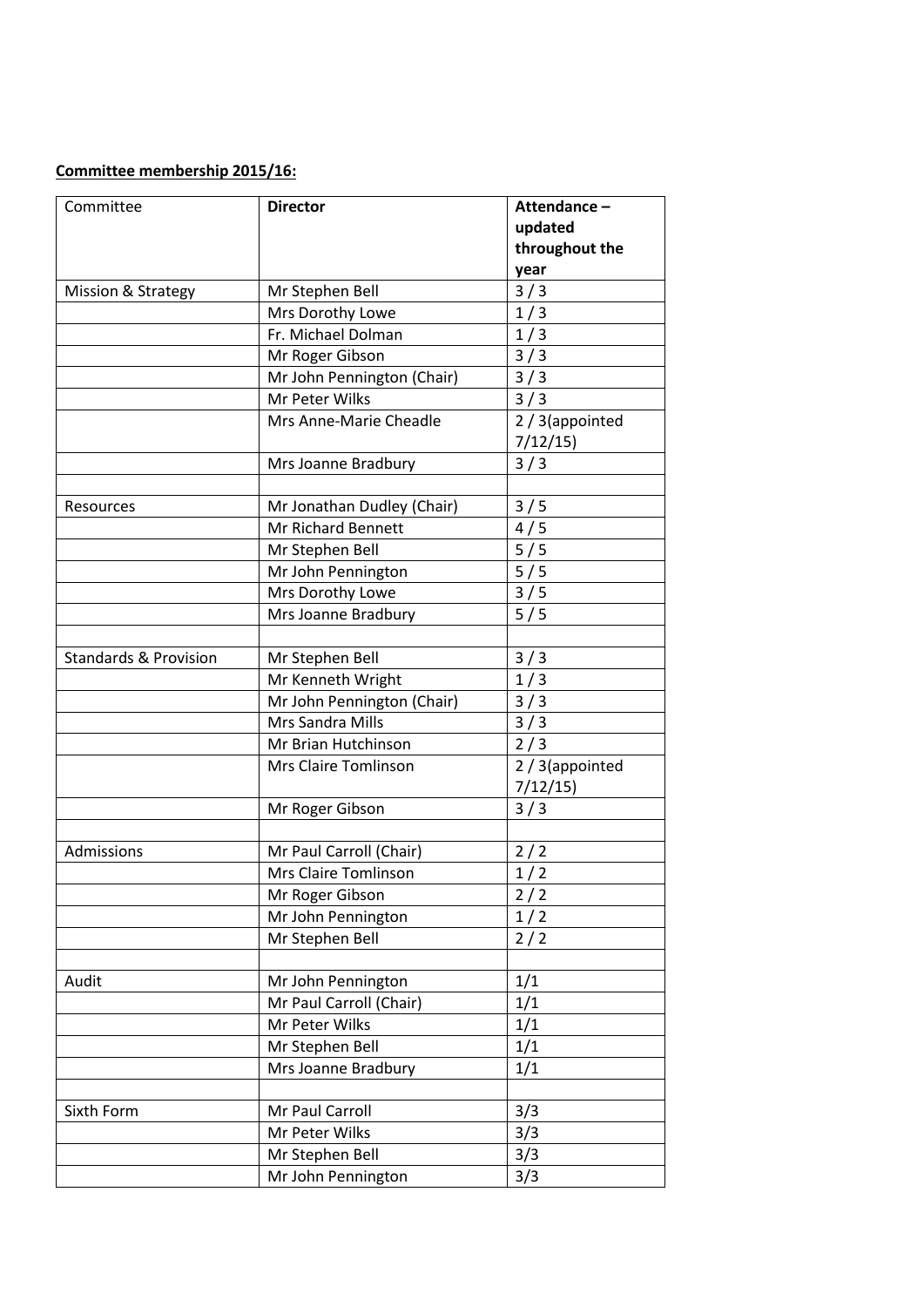**Committee membership 2015/16:**

| Committee | **Director** | **Attendance – updated throughout the year** |
|---|---|---|
| Mission & Strategy | Mr Stephen Bell | 3 / 3 |
| | Mrs Dorothy Lowe | 1 / 3 |
| | Fr. Michael Dolman | 1 / 3 |
| | Mr Roger Gibson | 3 / 3 |
| | Mr John Pennington (Chair) | 3 / 3 |
| | Mr Peter Wilks | 3 / 3 |
| | Mrs Anne-Marie Cheadle | 2 / 3(appointed 7/12/15) |
| | Mrs Joanne Bradbury | 3 / 3 |
| | | |
| Resources | Mr Jonathan Dudley (Chair) | 3 / 5 |
| | Mr Richard Bennett | 4 / 5 |
| | Mr Stephen Bell | 5 / 5 |
| | Mr John Pennington | 5 / 5 |
| | Mrs Dorothy Lowe | 3 / 5 |
| | Mrs Joanne Bradbury | 5 / 5 |
| | | |
| Standards & Provision | Mr Stephen Bell | 3 / 3 |
| | Mr Kenneth Wright | 1 / 3 |
| | Mr John Pennington (Chair) | 3 / 3 |
| | Mrs Sandra Mills | 3 / 3 |
| | Mr Brian Hutchinson | 2 / 3 |
| | Mrs Claire Tomlinson | 2 / 3(appointed 7/12/15) |
| | Mr Roger Gibson | 3 / 3 |
| | | |
| Admissions | Mr Paul Carroll (Chair) | 2 / 2 |
| | Mrs Claire Tomlinson | 1 / 2 |
| | Mr Roger Gibson | 2 / 2 |
| | Mr John Pennington | 1 / 2 |
| | Mr Stephen Bell | 2 / 2 |
| | | |
| Audit | Mr John Pennington | 1/1 |
| | Mr Paul Carroll (Chair) | 1/1 |
| | Mr Peter Wilks | 1/1 |
| | Mr Stephen Bell | 1/1 |
| | Mrs Joanne Bradbury | 1/1 |
| | | |
| Sixth Form | Mr Paul Carroll | 3/3 |
| | Mr Peter Wilks | 3/3 |
| | Mr Stephen Bell | 3/3 |
| | Mr John Pennington | 3/3 |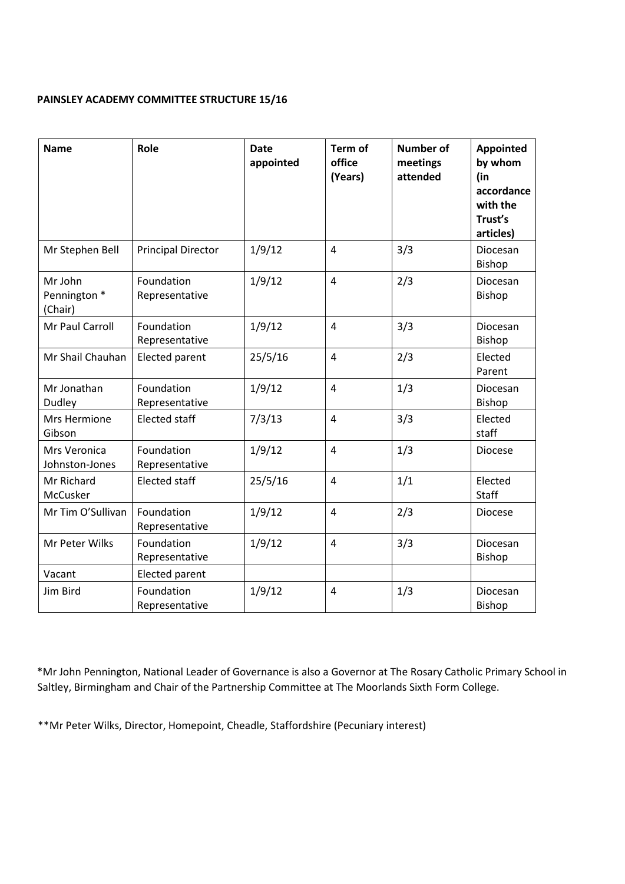**PAINSLEY ACADEMY COMMITTEE STRUCTURE 15/16**

| Name | Role | Date appointed | Term of office (Years) | Number of meetings attended | Appointed by whom (in accordance with the Trust's articles) |
|---|---|---|---|---|---|
| Mr Stephen Bell | Principal Director | 1/9/12 | 4 | 3/3 | Diocesan Bishop |
| Mr John Pennington * (Chair) | Foundation Representative | 1/9/12 | 4 | 2/3 | Diocesan Bishop |
| Mr Paul Carroll | Foundation Representative | 1/9/12 | 4 | 3/3 | Diocesan Bishop |
| Mr Shail Chauhan | Elected parent | 25/5/16 | 4 | 2/3 | Elected Parent |
| Mr Jonathan Dudley | Foundation Representative | 1/9/12 | 4 | 1/3 | Diocesan Bishop |
| Mrs Hermione Gibson | Elected staff | 7/3/13 | 4 | 3/3 | Elected staff |
| Mrs Veronica Johnston-Jones | Foundation Representative | 1/9/12 | 4 | 1/3 | Diocese |
| Mr Richard McCusker | Elected staff | 25/5/16 | 4 | 1/1 | Elected Staff |
| Mr Tim O'Sullivan | Foundation Representative | 1/9/12 | 4 | 2/3 | Diocese |
| Mr Peter Wilks | Foundation Representative | 1/9/12 | 4 | 3/3 | Diocesan Bishop |
| Vacant | Elected parent | | | | |
| Jim Bird | Foundation Representative | 1/9/12 | 4 | 1/3 | Diocesan Bishop |

*Mr John Pennington, National Leader of Governance is also a Governor at The Rosary Catholic Primary School in Saltley, Birmingham and Chair of the Partnership Committee at The Moorlands Sixth Form College.

**Mr Peter Wilks, Director, Homepoint, Cheadle, Staffordshire (Pecuniary interest)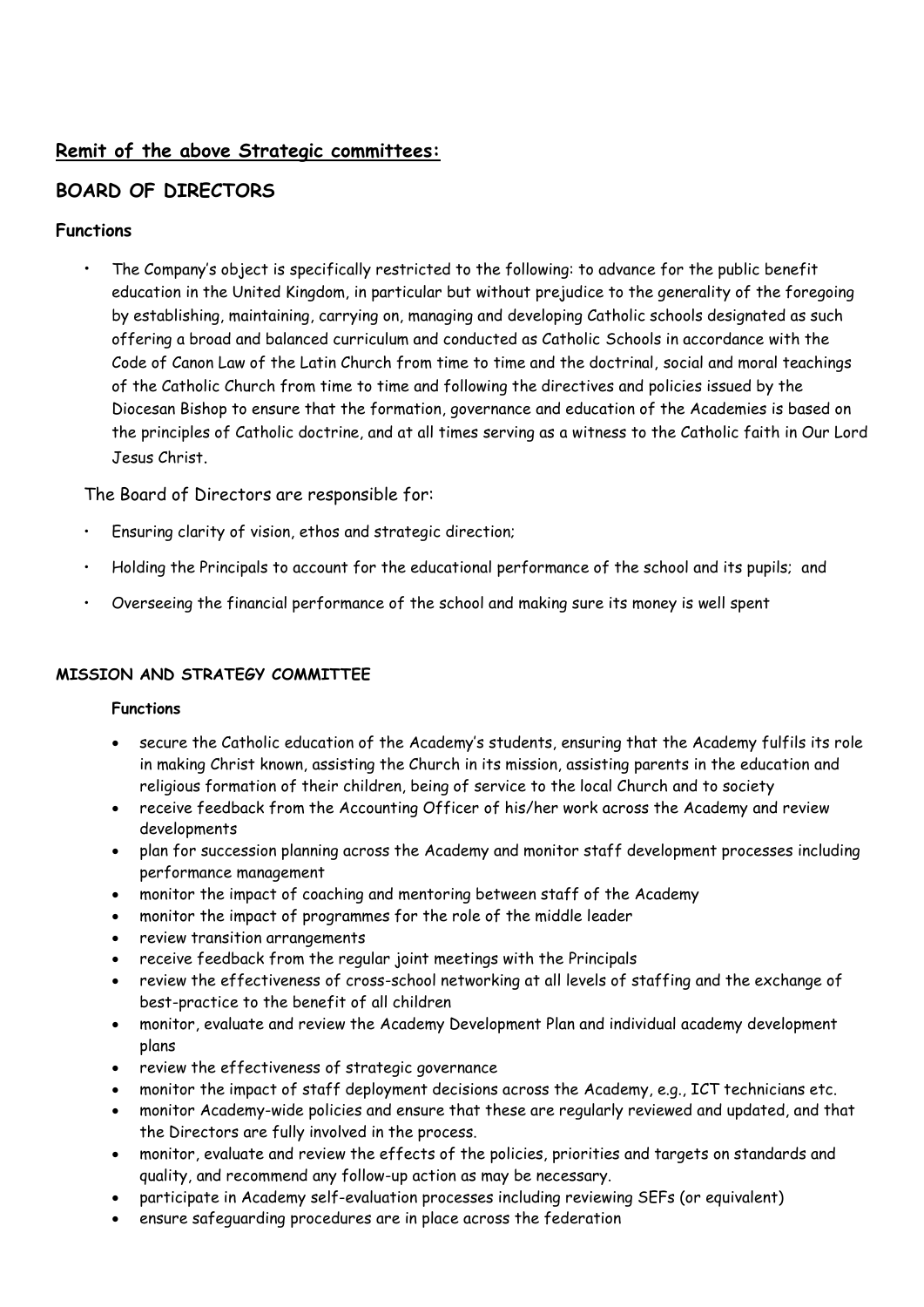## **Remit of the above Strategic committees:**

## BOARD OF DIRECTORS

### Functions

- The Company's object is specifically restricted to the following: to advance for the public benefit education in the United Kingdom, in particular but without prejudice to the generality of the foregoing by establishing, maintaining, carrying on, managing and developing Catholic schools designated as such offering a broad and balanced curriculum and conducted as Catholic Schools in accordance with the Code of Canon Law of the Latin Church from time to time and the doctrinal, social and moral teachings of the Catholic Church from time to time and following the directives and policies issued by the Diocesan Bishop to ensure that the formation, governance and education of the Academies is based on the principles of Catholic doctrine, and at all times serving as a witness to the Catholic faith in Our Lord Jesus Christ.

The Board of Directors are responsible for:

- Ensuring clarity of vision, ethos and strategic direction;
- Holding the Principals to account for the educational performance of the school and its pupils; and
- Overseeing the financial performance of the school and making sure its money is well spent

**MISSION AND STRATEGY COMMITTEE**

**Functions**

- secure the Catholic education of the Academy's students, ensuring that the Academy fulfils its role in making Christ known, assisting the Church in its mission, assisting parents in the education and religious formation of their children, being of service to the local Church and to society
- receive feedback from the Accounting Officer of his/her work across the Academy and review developments
- plan for succession planning across the Academy and monitor staff development processes including performance management
- monitor the impact of coaching and mentoring between staff of the Academy
- monitor the impact of programmes for the role of the middle leader
- review transition arrangements
- receive feedback from the regular joint meetings with the Principals
- review the effectiveness of cross-school networking at all levels of staffing and the exchange of best-practice to the benefit of all children
- monitor, evaluate and review the Academy Development Plan and individual academy development plans
- review the effectiveness of strategic governance
- monitor the impact of staff deployment decisions across the Academy, e.g., ICT technicians etc.
- monitor Academy-wide policies and ensure that these are regularly reviewed and updated, and that the Directors are fully involved in the process.
- monitor, evaluate and review the effects of the policies, priorities and targets on standards and quality, and recommend any follow-up action as may be necessary.
- participate in Academy self-evaluation processes including reviewing SEFs (or equivalent)
- ensure safeguarding procedures are in place across the federation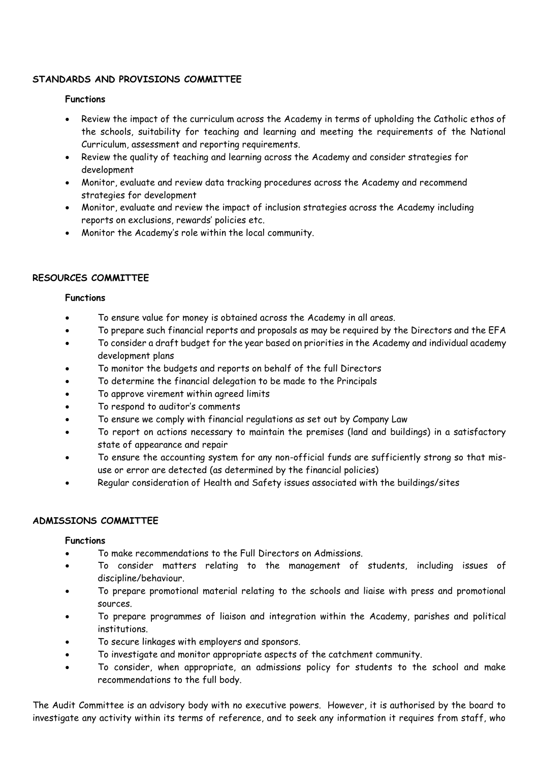**STANDARDS AND PROVISIONS COMMITTEE**

**Functions**

- Review the impact of the curriculum across the Academy in terms of upholding the Catholic ethos of the schools, suitability for teaching and learning and meeting the requirements of the National Curriculum, assessment and reporting requirements.
- Review the quality of teaching and learning across the Academy and consider strategies for development
- Monitor, evaluate and review data tracking procedures across the Academy and recommend strategies for development
- Monitor, evaluate and review the impact of inclusion strategies across the Academy including reports on exclusions, rewards' policies etc.
- Monitor the Academy's role within the local community.

**RESOURCES COMMITTEE**

**Functions**

- To ensure value for money is obtained across the Academy in all areas.
- To prepare such financial reports and proposals as may be required by the Directors and the EFA
- To consider a draft budget for the year based on priorities in the Academy and individual academy development plans
- To monitor the budgets and reports on behalf of the full Directors
- To determine the financial delegation to be made to the Principals
- To approve virement within agreed limits
- To respond to auditor's comments
- To ensure we comply with financial regulations as set out by Company Law
- To report on actions necessary to maintain the premises (land and buildings) in a satisfactory state of appearance and repair
- To ensure the accounting system for any non-official funds are sufficiently strong so that mis-use or error are detected (as determined by the financial policies)
- Regular consideration of Health and Safety issues associated with the buildings/sites

**ADMISSIONS COMMITTEE**

**Functions**

- To make recommendations to the Full Directors on Admissions.
- To consider matters relating to the management of students, including issues of discipline/behaviour.
- To prepare promotional material relating to the schools and liaise with press and promotional sources.
- To prepare programmes of liaison and integration within the Academy, parishes and political institutions.
- To secure linkages with employers and sponsors.
- To investigate and monitor appropriate aspects of the catchment community.
- To consider, when appropriate, an admissions policy for students to the school and make recommendations to the full body.

The Audit Committee is an advisory body with no executive powers. However, it is authorised by the board to investigate any activity within its terms of reference, and to seek any information it requires from staff, who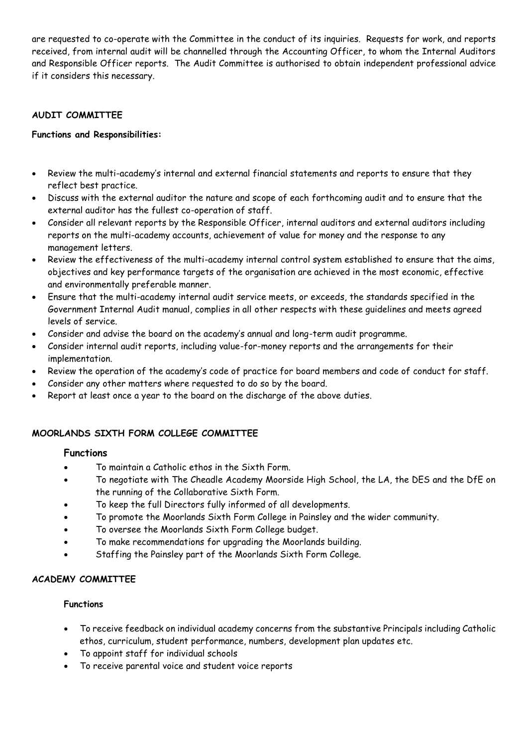are requested to co-operate with the Committee in the conduct of its inquiries. Requests for work, and reports received, from internal audit will be channelled through the Accounting Officer, to whom the Internal Auditors and Responsible Officer reports. The Audit Committee is authorised to obtain independent professional advice if it considers this necessary.

## AUDIT COMMITTEE

**Functions and Responsibilities:**

- Review the multi-academy's internal and external financial statements and reports to ensure that they reflect best practice.
- Discuss with the external auditor the nature and scope of each forthcoming audit and to ensure that the external auditor has the fullest co-operation of staff.
- Consider all relevant reports by the Responsible Officer, internal auditors and external auditors including reports on the multi-academy accounts, achievement of value for money and the response to any management letters.
- Review the effectiveness of the multi-academy internal control system established to ensure that the aims, objectives and key performance targets of the organisation are achieved in the most economic, effective and environmentally preferable manner.
- Ensure that the multi-academy internal audit service meets, or exceeds, the standards specified in the Government Internal Audit manual, complies in all other respects with these guidelines and meets agreed levels of service.
- Consider and advise the board on the academy's annual and long-term audit programme.
- Consider internal audit reports, including value-for-money reports and the arrangements for their implementation.
- Review the operation of the academy's code of practice for board members and code of conduct for staff.
- Consider any other matters where requested to do so by the board.
- Report at least once a year to the board on the discharge of the above duties.

## MOORLANDS SIXTH FORM COLLEGE COMMITTEE

### Functions

- To maintain a Catholic ethos in the Sixth Form.
- To negotiate with The Cheadle Academy Moorside High School, the LA, the DES and the DfE on the running of the Collaborative Sixth Form.
- To keep the full Directors fully informed of all developments.
- To promote the Moorlands Sixth Form College in Painsley and the wider community.
- To oversee the Moorlands Sixth Form College budget.
- To make recommendations for upgrading the Moorlands building.
- Staffing the Painsley part of the Moorlands Sixth Form College.

## ACADEMY COMMITTEE

**Functions**

- To receive feedback on individual academy concerns from the substantive Principals including Catholic ethos, curriculum, student performance, numbers, development plan updates etc.
- To appoint staff for individual schools
- To receive parental voice and student voice reports